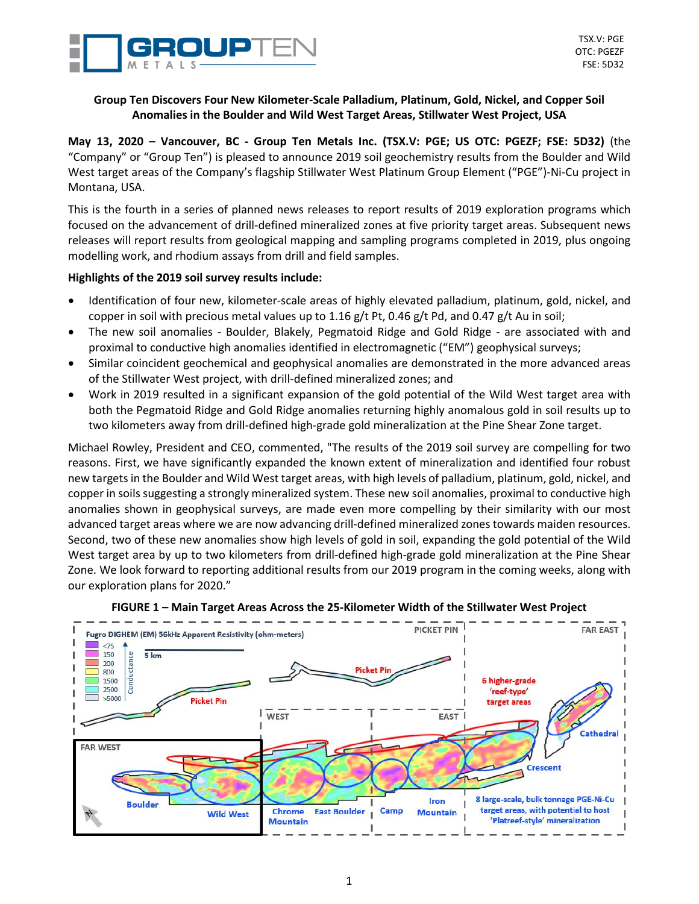TSX.V: PGE
OTC: PGEZF
FSE: 5D32

**Group Ten Discovers Four New Kilometer-Scale Palladium, Platinum, Gold, Nickel, and Copper Soil Anomalies in the Boulder and Wild West Target Areas, Stillwater West Project, USA**

**May 13, 2020 – Vancouver, BC - Group Ten Metals Inc. (TSX.V: PGE; US OTC: PGEZF; FSE: 5D32)** (the "Company" or "Group Ten") is pleased to announce 2019 soil geochemistry results from the Boulder and Wild West target areas of the Company's flagship Stillwater West Platinum Group Element ("PGE")-Ni-Cu project in Montana, USA.

This is the fourth in a series of planned news releases to report results of 2019 exploration programs which focused on the advancement of drill-defined mineralized zones at five priority target areas. Subsequent news releases will report results from geological mapping and sampling programs completed in 2019, plus ongoing modelling work, and rhodium assays from drill and field samples.

**Highlights of the 2019 soil survey results include:**

- Identification of four new, kilometer-scale areas of highly elevated palladium, platinum, gold, nickel, and copper in soil with precious metal values up to 1.16 g/t Pt, 0.46 g/t Pd, and 0.47 g/t Au in soil;
- The new soil anomalies - Boulder, Blakely, Pegmatoid Ridge and Gold Ridge - are associated with and proximal to conductive high anomalies identified in electromagnetic ("EM") geophysical surveys;
- Similar coincident geochemical and geophysical anomalies are demonstrated in the more advanced areas of the Stillwater West project, with drill-defined mineralized zones; and
- Work in 2019 resulted in a significant expansion of the gold potential of the Wild West target area with both the Pegmatoid Ridge and Gold Ridge anomalies returning highly anomalous gold in soil results up to two kilometers away from drill-defined high-grade gold mineralization at the Pine Shear Zone target.

Michael Rowley, President and CEO, commented, "The results of the 2019 soil survey are compelling for two reasons. First, we have significantly expanded the known extent of mineralization and identified four robust new targets in the Boulder and Wild West target areas, with high levels of palladium, platinum, gold, nickel, and copper in soils suggesting a strongly mineralized system. These new soil anomalies, proximal to conductive high anomalies shown in geophysical surveys, are made even more compelling by their similarity with our most advanced target areas where we are now advancing drill-defined mineralized zones towards maiden resources. Second, two of these new anomalies show high levels of gold in soil, expanding the gold potential of the Wild West target area by up to two kilometers from drill-defined high-grade gold mineralization at the Pine Shear Zone. We look forward to reporting additional results from our 2019 program in the coming weeks, along with our exploration plans for 2020."

**FIGURE 1 – Main Target Areas Across the 25-Kilometer Width of the Stillwater West Project**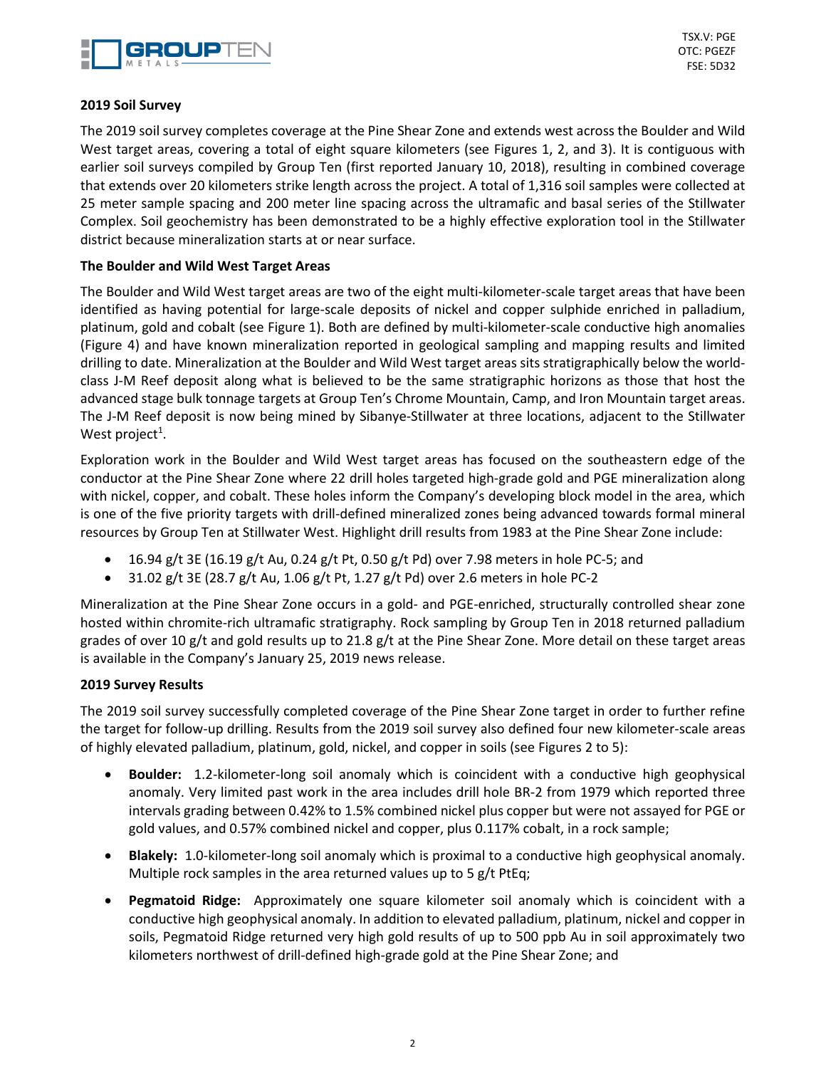## 2019 Soil Survey

The 2019 soil survey completes coverage at the Pine Shear Zone and extends west across the Boulder and Wild West target areas, covering a total of eight square kilometers (see Figures 1, 2, and 3). It is contiguous with earlier soil surveys compiled by Group Ten (first reported January 10, 2018), resulting in combined coverage that extends over 20 kilometers strike length across the project. A total of 1,316 soil samples were collected at 25 meter sample spacing and 200 meter line spacing across the ultramafic and basal series of the Stillwater Complex. Soil geochemistry has been demonstrated to be a highly effective exploration tool in the Stillwater district because mineralization starts at or near surface.

## The Boulder and Wild West Target Areas

The Boulder and Wild West target areas are two of the eight multi-kilometer-scale target areas that have been identified as having potential for large-scale deposits of nickel and copper sulphide enriched in palladium, platinum, gold and cobalt (see Figure 1). Both are defined by multi-kilometer-scale conductive high anomalies (Figure 4) and have known mineralization reported in geological sampling and mapping results and limited drilling to date. Mineralization at the Boulder and Wild West target areas sits stratigraphically below the world-class J-M Reef deposit along what is believed to be the same stratigraphic horizons as those that host the advanced stage bulk tonnage targets at Group Ten's Chrome Mountain, Camp, and Iron Mountain target areas. The J-M Reef deposit is now being mined by Sibanye-Stillwater at three locations, adjacent to the Stillwater West project[1].

Exploration work in the Boulder and Wild West target areas has focused on the southeastern edge of the conductor at the Pine Shear Zone where 22 drill holes targeted high-grade gold and PGE mineralization along with nickel, copper, and cobalt. These holes inform the Company's developing block model in the area, which is one of the five priority targets with drill-defined mineralized zones being advanced towards formal mineral resources by Group Ten at Stillwater West. Highlight drill results from 1983 at the Pine Shear Zone include:

- 16.94 g/t 3E (16.19 g/t Au, 0.24 g/t Pt, 0.50 g/t Pd) over 7.98 meters in hole PC-5; and
- 31.02 g/t 3E (28.7 g/t Au, 1.06 g/t Pt, 1.27 g/t Pd) over 2.6 meters in hole PC-2

Mineralization at the Pine Shear Zone occurs in a gold- and PGE-enriched, structurally controlled shear zone hosted within chromite-rich ultramafic stratigraphy. Rock sampling by Group Ten in 2018 returned palladium grades of over 10 g/t and gold results up to 21.8 g/t at the Pine Shear Zone. More detail on these target areas is available in the Company's January 25, 2019 news release.

## 2019 Survey Results

The 2019 soil survey successfully completed coverage of the Pine Shear Zone target in order to further refine the target for follow-up drilling. Results from the 2019 soil survey also defined four new kilometer-scale areas of highly elevated palladium, platinum, gold, nickel, and copper in soils (see Figures 2 to 5):

- **Boulder:** 1.2-kilometer-long soil anomaly which is coincident with a conductive high geophysical anomaly. Very limited past work in the area includes drill hole BR-2 from 1979 which reported three intervals grading between 0.42% to 1.5% combined nickel plus copper but were not assayed for PGE or gold values, and 0.57% combined nickel and copper, plus 0.117% cobalt, in a rock sample;
- **Blakely:** 1.0-kilometer-long soil anomaly which is proximal to a conductive high geophysical anomaly. Multiple rock samples in the area returned values up to 5 g/t PtEq;
- **Pegmatoid Ridge:** Approximately one square kilometer soil anomaly which is coincident with a conductive high geophysical anomaly. In addition to elevated palladium, platinum, nickel and copper in soils, Pegmatoid Ridge returned very high gold results of up to 500 ppb Au in soil approximately two kilometers northwest of drill-defined high-grade gold at the Pine Shear Zone; and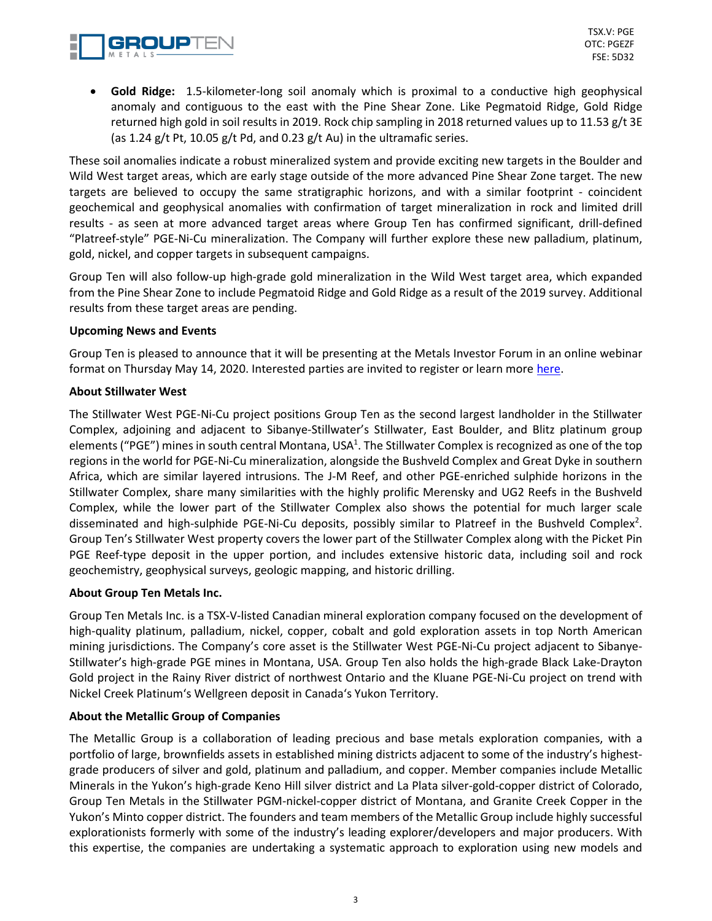- **Gold Ridge:** 1.5-kilometer-long soil anomaly which is proximal to a conductive high geophysical anomaly and contiguous to the east with the Pine Shear Zone. Like Pegmatoid Ridge, Gold Ridge returned high gold in soil results in 2019. Rock chip sampling in 2018 returned values up to 11.53 g/t 3E (as 1.24 g/t Pt, 10.05 g/t Pd, and 0.23 g/t Au) in the ultramafic series.

These soil anomalies indicate a robust mineralized system and provide exciting new targets in the Boulder and Wild West target areas, which are early stage outside of the more advanced Pine Shear Zone target. The new targets are believed to occupy the same stratigraphic horizons, and with a similar footprint - coincident geochemical and geophysical anomalies with confirmation of target mineralization in rock and limited drill results - as seen at more advanced target areas where Group Ten has confirmed significant, drill-defined "Platreef-style" PGE-Ni-Cu mineralization. The Company will further explore these new palladium, platinum, gold, nickel, and copper targets in subsequent campaigns.

Group Ten will also follow-up high-grade gold mineralization in the Wild West target area, which expanded from the Pine Shear Zone to include Pegmatoid Ridge and Gold Ridge as a result of the 2019 survey. Additional results from these target areas are pending.

**Upcoming News and Events**

Group Ten is pleased to announce that it will be presenting at the Metals Investor Forum in an online webinar format on Thursday May 14, 2020. Interested parties are invited to register or learn more here.

**About Stillwater West**

The Stillwater West PGE-Ni-Cu project positions Group Ten as the second largest landholder in the Stillwater Complex, adjoining and adjacent to Sibanye-Stillwater's Stillwater, East Boulder, and Blitz platinum group elements ("PGE") mines in south central Montana, USA[1]. The Stillwater Complex is recognized as one of the top regions in the world for PGE-Ni-Cu mineralization, alongside the Bushveld Complex and Great Dyke in southern Africa, which are similar layered intrusions. The J-M Reef, and other PGE-enriched sulphide horizons in the Stillwater Complex, share many similarities with the highly prolific Merensky and UG2 Reefs in the Bushveld Complex, while the lower part of the Stillwater Complex also shows the potential for much larger scale disseminated and high-sulphide PGE-Ni-Cu deposits, possibly similar to Platreef in the Bushveld Complex[2]. Group Ten's Stillwater West property covers the lower part of the Stillwater Complex along with the Picket Pin PGE Reef-type deposit in the upper portion, and includes extensive historic data, including soil and rock geochemistry, geophysical surveys, geologic mapping, and historic drilling.

**About Group Ten Metals Inc.**

Group Ten Metals Inc. is a TSX-V-listed Canadian mineral exploration company focused on the development of high-quality platinum, palladium, nickel, copper, cobalt and gold exploration assets in top North American mining jurisdictions. The Company's core asset is the Stillwater West PGE-Ni-Cu project adjacent to Sibanye-Stillwater's high-grade PGE mines in Montana, USA. Group Ten also holds the high-grade Black Lake-Drayton Gold project in the Rainy River district of northwest Ontario and the Kluane PGE-Ni-Cu project on trend with Nickel Creek Platinum's Wellgreen deposit in Canada's Yukon Territory.

**About the Metallic Group of Companies**

The Metallic Group is a collaboration of leading precious and base metals exploration companies, with a portfolio of large, brownfields assets in established mining districts adjacent to some of the industry's highest-grade producers of silver and gold, platinum and palladium, and copper. Member companies include Metallic Minerals in the Yukon's high-grade Keno Hill silver district and La Plata silver-gold-copper district of Colorado, Group Ten Metals in the Stillwater PGM-nickel-copper district of Montana, and Granite Creek Copper in the Yukon's Minto copper district. The founders and team members of the Metallic Group include highly successful explorationists formerly with some of the industry's leading explorer/developers and major producers. With this expertise, the companies are undertaking a systematic approach to exploration using new models and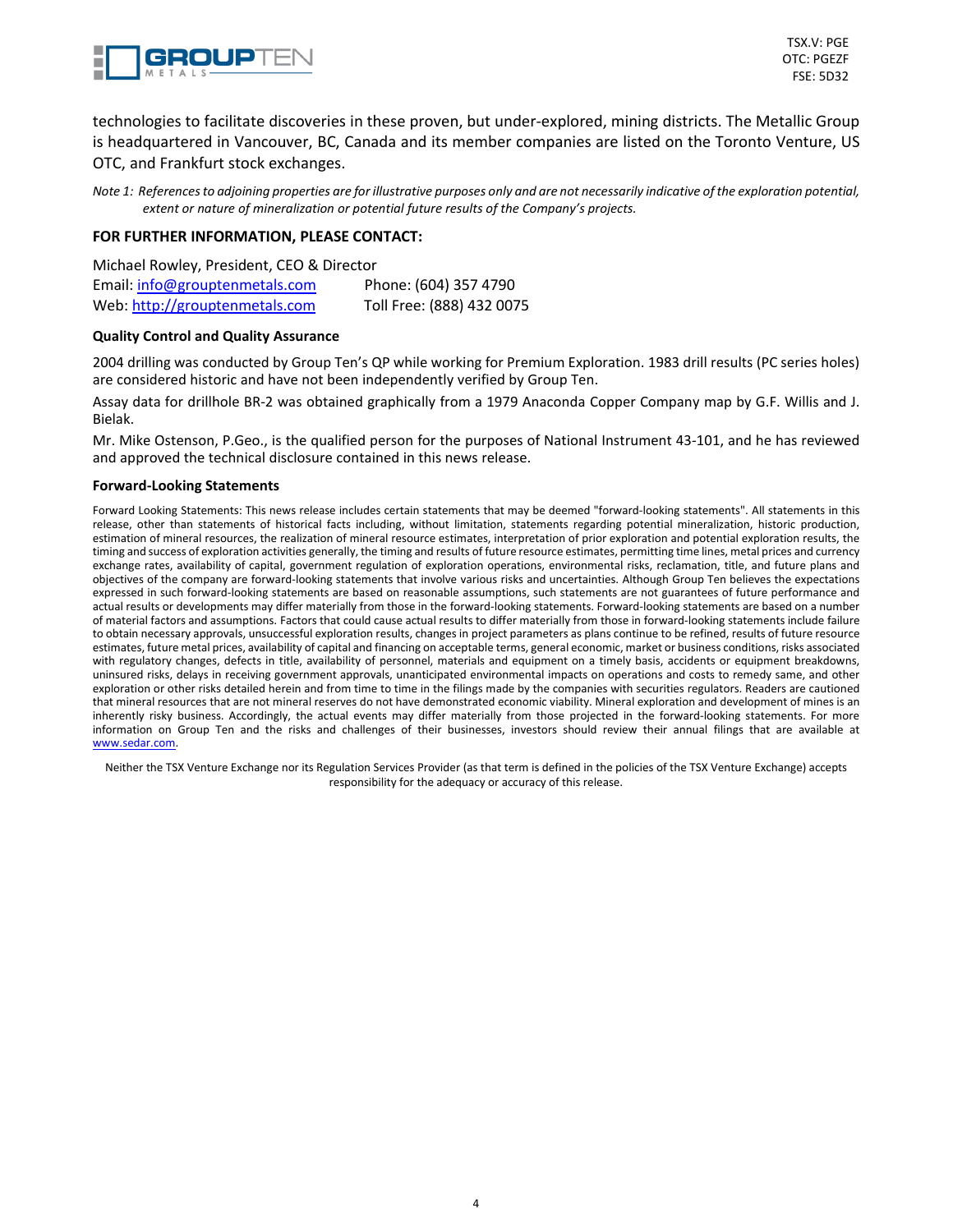technologies to facilitate discoveries in these proven, but under-explored, mining districts. The Metallic Group is headquartered in Vancouver, BC, Canada and its member companies are listed on the Toronto Venture, US OTC, and Frankfurt stock exchanges.

*Note 1: References to adjoining properties are for illustrative purposes only and are not necessarily indicative of the exploration potential, extent or nature of mineralization or potential future results of the Company's projects.*

**FOR FURTHER INFORMATION, PLEASE CONTACT:**

Michael Rowley, President, CEO & Director
Email: info@grouptenmetals.com Phone: (604) 357 4790
Web: http://grouptenmetals.com Toll Free: (888) 432 0075

**Quality Control and Quality Assurance**

2004 drilling was conducted by Group Ten's QP while working for Premium Exploration. 1983 drill results (PC series holes) are considered historic and have not been independently verified by Group Ten.

Assay data for drillhole BR-2 was obtained graphically from a 1979 Anaconda Copper Company map by G.F. Willis and J. Bielak.

Mr. Mike Ostenson, P.Geo., is the qualified person for the purposes of National Instrument 43-101, and he has reviewed and approved the technical disclosure contained in this news release.

**Forward-Looking Statements**

Forward Looking Statements: This news release includes certain statements that may be deemed "forward-looking statements". All statements in this release, other than statements of historical facts including, without limitation, statements regarding potential mineralization, historic production, estimation of mineral resources, the realization of mineral resource estimates, interpretation of prior exploration and potential exploration results, the timing and success of exploration activities generally, the timing and results of future resource estimates, permitting time lines, metal prices and currency exchange rates, availability of capital, government regulation of exploration operations, environmental risks, reclamation, title, and future plans and objectives of the company are forward-looking statements that involve various risks and uncertainties. Although Group Ten believes the expectations expressed in such forward-looking statements are based on reasonable assumptions, such statements are not guarantees of future performance and actual results or developments may differ materially from those in the forward-looking statements. Forward-looking statements are based on a number of material factors and assumptions. Factors that could cause actual results to differ materially from those in forward-looking statements include failure to obtain necessary approvals, unsuccessful exploration results, changes in project parameters as plans continue to be refined, results of future resource estimates, future metal prices, availability of capital and financing on acceptable terms, general economic, market or business conditions, risks associated with regulatory changes, defects in title, availability of personnel, materials and equipment on a timely basis, accidents or equipment breakdowns, uninsured risks, delays in receiving government approvals, unanticipated environmental impacts on operations and costs to remedy same, and other exploration or other risks detailed herein and from time to time in the filings made by the companies with securities regulators. Readers are cautioned that mineral resources that are not mineral reserves do not have demonstrated economic viability. Mineral exploration and development of mines is an inherently risky business. Accordingly, the actual events may differ materially from those projected in the forward-looking statements. For more information on Group Ten and the risks and challenges of their businesses, investors should review their annual filings that are available at www.sedar.com.

Neither the TSX Venture Exchange nor its Regulation Services Provider (as that term is defined in the policies of the TSX Venture Exchange) accepts responsibility for the adequacy or accuracy of this release.